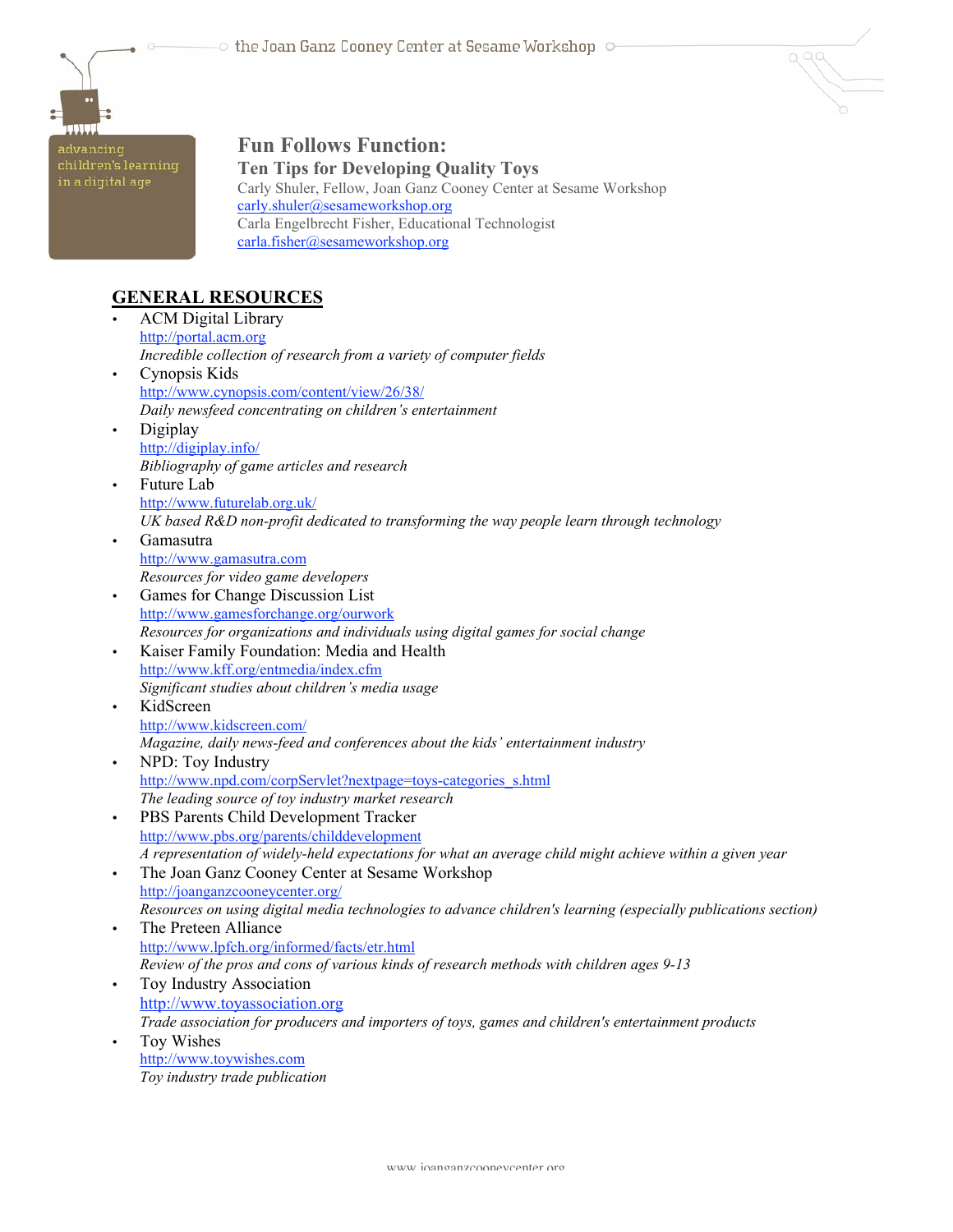# Fun Follows Function:

## Ten Tips for Developing Quality Toys

Carly Shuler, Fellow, Joan Ganz Cooney Center at Sesame Workshop
carly.shuler@sesameworkshop.org
Carla Engelbrecht Fisher, Educational Technologist
carla.fisher@sesameworkshop.org

## GENERAL RESOURCES

- ACM Digital Library
  http://portal.acm.org
  *Incredible collection of research from a variety of computer fields*
- Cynopsis Kids
  http://www.cynopsis.com/content/view/26/38/
  *Daily newsfeed concentrating on children's entertainment*
- Digiplay
  http://digiplay.info/
  *Bibliography of game articles and research*
- Future Lab
  http://www.futurelab.org.uk/
  *UK based R&D non-profit dedicated to transforming the way people learn through technology*
- Gamasutra
  http://www.gamasutra.com
  *Resources for video game developers*
- Games for Change Discussion List
  http://www.gamesforchange.org/ourwork
  *Resources for organizations and individuals using digital games for social change*
- Kaiser Family Foundation: Media and Health
  http://www.kff.org/entmedia/index.cfm
  *Significant studies about children's media usage*
- KidScreen
  http://www.kidscreen.com/
  *Magazine, daily news-feed and conferences about the kids' entertainment industry*
- NPD: Toy Industry
  http://www.npd.com/corpServlet?nextpage=toys-categories_s.html
  *The leading source of toy industry market research*
- PBS Parents Child Development Tracker
  http://www.pbs.org/parents/childdevelopment
  *A representation of widely-held expectations for what an average child might achieve within a given year*
- The Joan Ganz Cooney Center at Sesame Workshop
  http://joanganzcooneycenter.org/
  *Resources on using digital media technologies to advance children's learning (especially publications section)*
- The Preteen Alliance
  http://www.lpfch.org/informed/facts/etr.html
  *Review of the pros and cons of various kinds of research methods with children ages 9-13*
- Toy Industry Association
  http://www.toyassociation.org
  *Trade association for producers and importers of toys, games and children's entertainment products*
- Toy Wishes
  http://www.toywishes.com
  *Toy industry trade publication*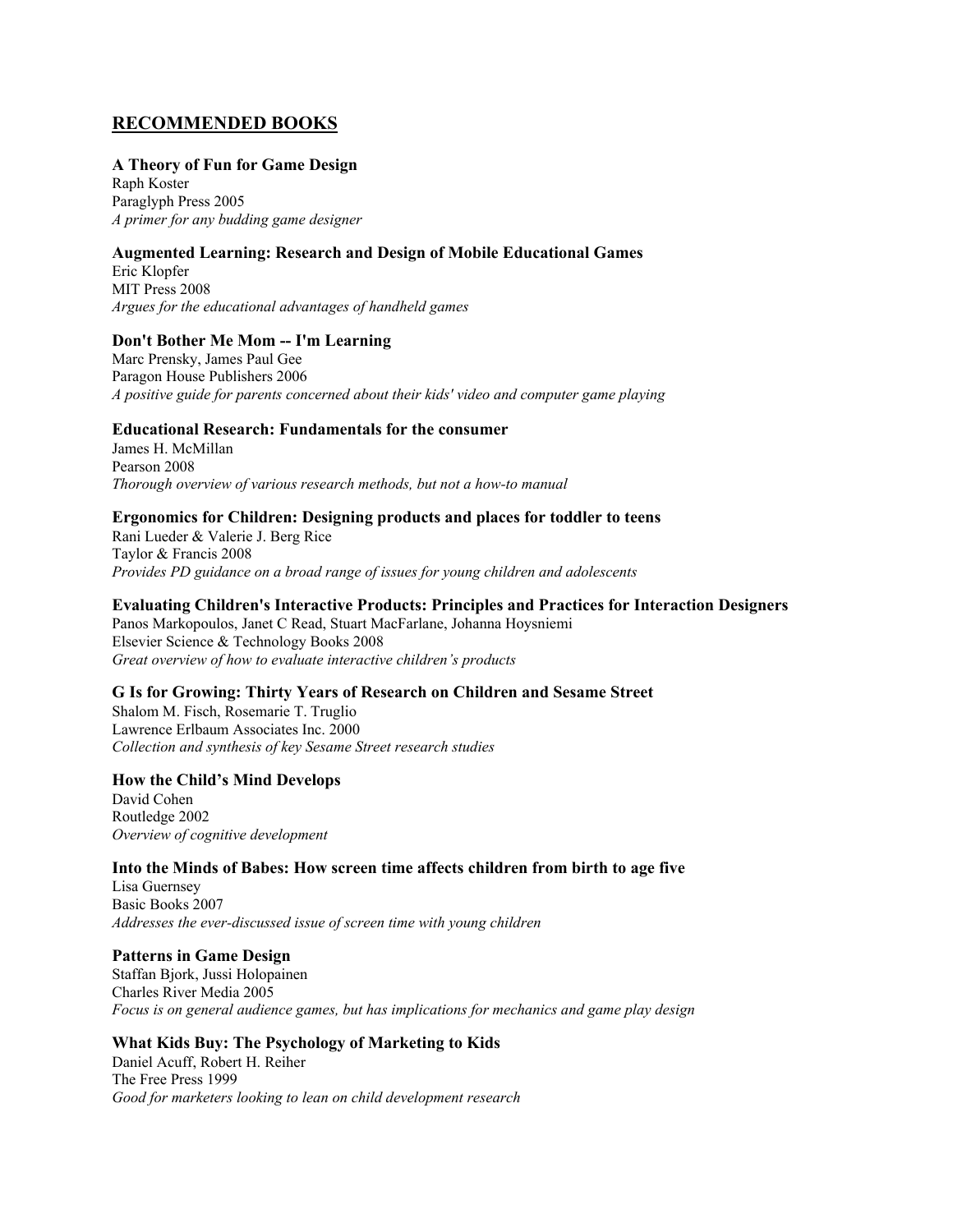## RECOMMENDED BOOKS

**A Theory of Fun for Game Design**
Raph Koster
Paraglyph Press 2005
*A primer for any budding game designer*

**Augmented Learning: Research and Design of Mobile Educational Games**
Eric Klopfer
MIT Press 2008
*Argues for the educational advantages of handheld games*

**Don't Bother Me Mom -- I'm Learning**
Marc Prensky, James Paul Gee
Paragon House Publishers 2006
*A positive guide for parents concerned about their kids' video and computer game playing*

**Educational Research: Fundamentals for the consumer**
James H. McMillan
Pearson 2008
*Thorough overview of various research methods, but not a how-to manual*

**Ergonomics for Children: Designing products and places for toddler to teens**
Rani Lueder & Valerie J. Berg Rice
Taylor & Francis 2008
*Provides PD guidance on a broad range of issues for young children and adolescents*

**Evaluating Children's Interactive Products: Principles and Practices for Interaction Designers**
Panos Markopoulos, Janet C Read, Stuart MacFarlane, Johanna Hoysniemi
Elsevier Science & Technology Books 2008
*Great overview of how to evaluate interactive children's products*

**G Is for Growing: Thirty Years of Research on Children and Sesame Street**
Shalom M. Fisch, Rosemarie T. Truglio
Lawrence Erlbaum Associates Inc. 2000
*Collection and synthesis of key Sesame Street research studies*

**How the Child's Mind Develops**
David Cohen
Routledge 2002
*Overview of cognitive development*

**Into the Minds of Babes: How screen time affects children from birth to age five**
Lisa Guernsey
Basic Books 2007
*Addresses the ever-discussed issue of screen time with young children*

**Patterns in Game Design**
Staffan Bjork, Jussi Holopainen
Charles River Media 2005
*Focus is on general audience games, but has implications for mechanics and game play design*

**What Kids Buy: The Psychology of Marketing to Kids**
Daniel Acuff, Robert H. Reiher
The Free Press 1999
*Good for marketers looking to lean on child development research*